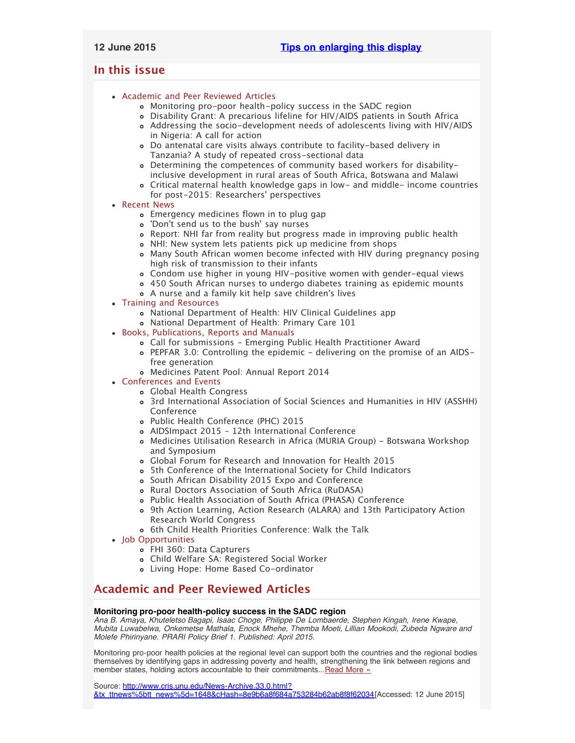12 June 2015

[Tips on enlarging this display]

## In this issue

- Academic and Peer Reviewed Articles
  - Monitoring pro-poor health-policy success in the SADC region
  - Disability Grant: A precarious lifeline for HIV/AIDS patients in South Africa
  - Addressing the socio-development needs of adolescents living with HIV/AIDS in Nigeria: A call for action
  - Do antenatal care visits always contribute to facility-based delivery in Tanzania? A study of repeated cross-sectional data
  - Determining the competences of community based workers for disability-inclusive development in rural areas of South Africa, Botswana and Malawi
  - Critical maternal health knowledge gaps in low- and middle- income countries for post-2015: Researchers' perspectives
- Recent News
  - Emergency medicines flown in to plug gap
  - 'Don't send us to the bush' say nurses
  - Report: NHI far from reality but progress made in improving public health
  - NHI: New system lets patients pick up medicine from shops
  - Many South African women become infected with HIV during pregnancy posing high risk of transmission to their infants
  - Condom use higher in young HIV-positive women with gender-equal views
  - 450 South African nurses to undergo diabetes training as epidemic mounts
  - A nurse and a family kit help save children's lives
- Training and Resources
  - National Department of Health: HIV Clinical Guidelines app
  - National Department of Health: Primary Care 101
- Books, Publications, Reports and Manuals
  - Call for submissions - Emerging Public Health Practitioner Award
  - PEPFAR 3.0: Controlling the epidemic - delivering on the promise of an AIDS-free generation
  - Medicines Patent Pool: Annual Report 2014
- Conferences and Events
  - Global Health Congress
  - 3rd International Association of Social Sciences and Humanities in HIV (ASSHH) Conference
  - Public Health Conference (PHC) 2015
  - AIDSImpact 2015 - 12th International Conference
  - Medicines Utilisation Research in Africa (MURIA Group) - Botswana Workshop and Symposium
  - Global Forum for Research and Innovation for Health 2015
  - 5th Conference of the International Society for Child Indicators
  - South African Disability 2015 Expo and Conference
  - Rural Doctors Association of South Africa (RuDASA)
  - Public Health Association of South Africa (PHASA) Conference
  - 9th Action Learning, Action Research (ALARA) and 13th Participatory Action Research World Congress
  - 6th Child Health Priorities Conference: Walk the Talk
- Job Opportunities
  - FHI 360: Data Capturers
  - Child Welfare SA: Registered Social Worker
  - Living Hope: Home Based Co-ordinator

## Academic and Peer Reviewed Articles

**Monitoring pro-poor health-policy success in the SADC region**
*Ana B. Amaya, Khuteletso Bagapi, Isaac Choge, Philippe De Lombaerde, Stephen Kingah, Irene Kwape, Mubita Luwabelwa, Onkemetse Mathala, Enock Mhehe, Themba Moeti, Lillian Mookodi, Zubeda Ngware and Molefe Phirinyane. PRARI Policy Brief 1. Published: April 2015.*

Monitoring pro-poor health policies at the regional level can support both the countries and the regional bodies themselves by identifying gaps in addressing poverty and health, strengthening the link between regions and member states, holding actors accountable to their commitments...Read More »

Source: http://www.cris.unu.edu/News-Archive.33.0.html?&tx_ttnews%5btt_news%5d=1648&cHash=8e9b6a8f684a753284b62ab8f8f62034[Accessed: 12 June 2015]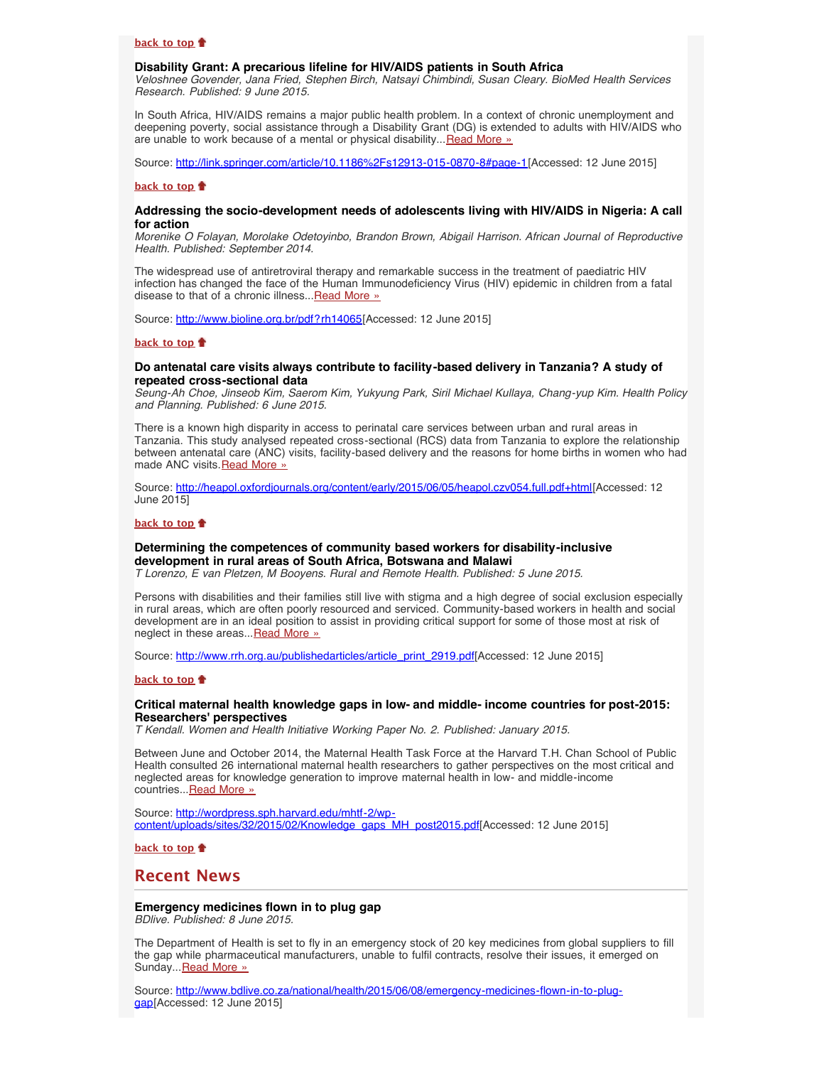**back to top**

**Disability Grant: A precarious lifeline for HIV/AIDS patients in South Africa**
*Veloshnee Govender, Jana Fried, Stephen Birch, Natsayi Chimbindi, Susan Cleary. BioMed Health Services Research. Published: 9 June 2015.*

In South Africa, HIV/AIDS remains a major public health problem. In a context of chronic unemployment and deepening poverty, social assistance through a Disability Grant (DG) is extended to adults with HIV/AIDS who are unable to work because of a mental or physical disability...Read More »

Source: http://link.springer.com/article/10.1186%2Fs12913-015-0870-8#page-1[Accessed: 12 June 2015]

**back to top**

**Addressing the socio-development needs of adolescents living with HIV/AIDS in Nigeria: A call for action**
*Morenike O Folayan, Morolake Odetoyinbo, Brandon Brown, Abigail Harrison. African Journal of Reproductive Health. Published: September 2014.*

The widespread use of antiretroviral therapy and remarkable success in the treatment of paediatric HIV infection has changed the face of the Human Immunodeficiency Virus (HIV) epidemic in children from a fatal disease to that of a chronic illness...Read More »

Source: http://www.bioline.org.br/pdf?rh14065[Accessed: 12 June 2015]

**back to top**

**Do antenatal care visits always contribute to facility-based delivery in Tanzania? A study of repeated cross-sectional data**
*Seung-Ah Choe, Jinseob Kim, Saerom Kim, Yukyung Park, Siril Michael Kullaya, Chang-yup Kim. Health Policy and Planning. Published: 6 June 2015.*

There is a known high disparity in access to perinatal care services between urban and rural areas in Tanzania. This study analysed repeated cross-sectional (RCS) data from Tanzania to explore the relationship between antenatal care (ANC) visits, facility-based delivery and the reasons for home births in women who had made ANC visits.Read More »

Source: http://heapol.oxfordjournals.org/content/early/2015/06/05/heapol.czv054.full.pdf+html[Accessed: 12 June 2015]

**back to top**

**Determining the competences of community based workers for disability-inclusive development in rural areas of South Africa, Botswana and Malawi**
*T Lorenzo, E van Pletzen, M Booyens. Rural and Remote Health. Published: 5 June 2015.*

Persons with disabilities and their families still live with stigma and a high degree of social exclusion especially in rural areas, which are often poorly resourced and serviced. Community-based workers in health and social development are in an ideal position to assist in providing critical support for some of those most at risk of neglect in these areas...Read More »

Source: http://www.rrh.org.au/publishedarticles/article_print_2919.pdf[Accessed: 12 June 2015]

**back to top**

**Critical maternal health knowledge gaps in low- and middle- income countries for post-2015: Researchers' perspectives**
*T Kendall. Women and Health Initiative Working Paper No. 2. Published: January 2015.*

Between June and October 2014, the Maternal Health Task Force at the Harvard T.H. Chan School of Public Health consulted 26 international maternal health researchers to gather perspectives on the most critical and neglected areas for knowledge generation to improve maternal health in low- and middle-income countries...Read More »

Source: http://wordpress.sph.harvard.edu/mhtf-2/wp-content/uploads/sites/32/2015/02/Knowledge_gaps_MH_post2015.pdf[Accessed: 12 June 2015]

**back to top**

## Recent News

**Emergency medicines flown in to plug gap**
*BDlive. Published: 8 June 2015.*

The Department of Health is set to fly in an emergency stock of 20 key medicines from global suppliers to fill the gap while pharmaceutical manufacturers, unable to fulfil contracts, resolve their issues, it emerged on Sunday...Read More »

Source: http://www.bdlive.co.za/national/health/2015/06/08/emergency-medicines-flown-in-to-plug-gap[Accessed: 12 June 2015]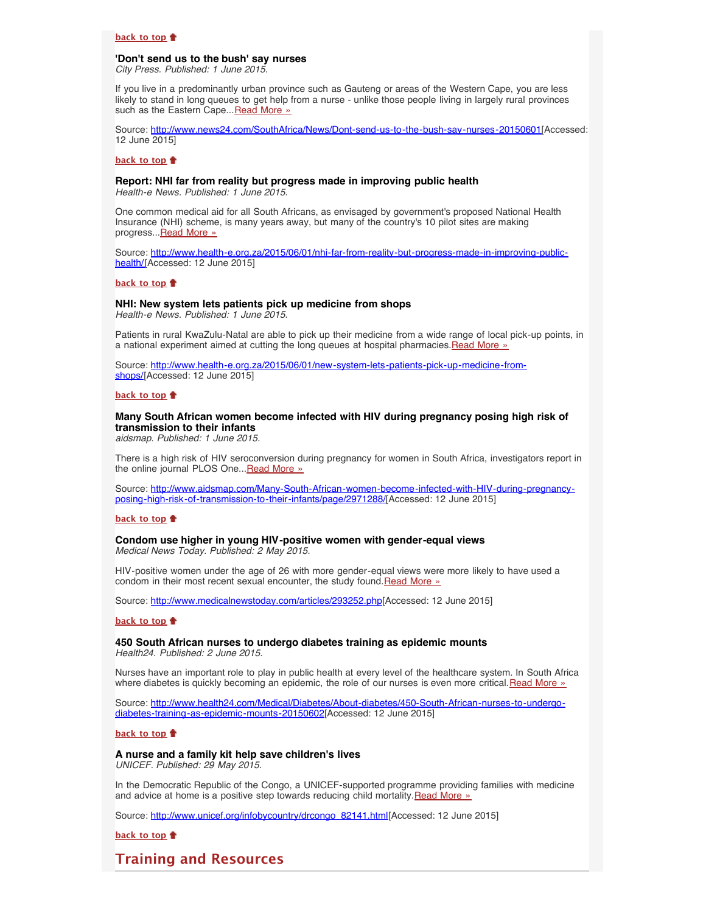**back to top**

### 'Don't send us to the bush' say nurses

*City Press. Published: 1 June 2015.*

If you live in a predominantly urban province such as Gauteng or areas of the Western Cape, you are less likely to stand in long queues to get help from a nurse - unlike those people living in largely rural provinces such as the Eastern Cape...Read More »

Source: http://www.news24.com/SouthAfrica/News/Dont-send-us-to-the-bush-say-nurses-20150601[Accessed: 12 June 2015]

**back to top**

### Report: NHI far from reality but progress made in improving public health

*Health-e News. Published: 1 June 2015.*

One common medical aid for all South Africans, as envisaged by government's proposed National Health Insurance (NHI) scheme, is many years away, but many of the country's 10 pilot sites are making progress...Read More »

Source: http://www.health-e.org.za/2015/06/01/nhi-far-from-reality-but-progress-made-in-improving-public-health/[Accessed: 12 June 2015]

**back to top**

### NHI: New system lets patients pick up medicine from shops

*Health-e News. Published: 1 June 2015.*

Patients in rural KwaZulu-Natal are able to pick up their medicine from a wide range of local pick-up points, in a national experiment aimed at cutting the long queues at hospital pharmacies.Read More »

Source: http://www.health-e.org.za/2015/06/01/new-system-lets-patients-pick-up-medicine-from-shops/[Accessed: 12 June 2015]

**back to top**

### Many South African women become infected with HIV during pregnancy posing high risk of transmission to their infants

*aidsmap. Published: 1 June 2015.*

There is a high risk of HIV seroconversion during pregnancy for women in South Africa, investigators report in the online journal PLOS One...Read More »

Source: http://www.aidsmap.com/Many-South-African-women-become-infected-with-HIV-during-pregnancy-posing-high-risk-of-transmission-to-their-infants/page/2971288/[Accessed: 12 June 2015]

**back to top**

### Condom use higher in young HIV-positive women with gender-equal views

*Medical News Today. Published: 2 May 2015.*

HIV-positive women under the age of 26 with more gender-equal views were more likely to have used a condom in their most recent sexual encounter, the study found.Read More »

Source: http://www.medicalnewstoday.com/articles/293252.php[Accessed: 12 June 2015]

**back to top**

### 450 South African nurses to undergo diabetes training as epidemic mounts

*Health24. Published: 2 June 2015.*

Nurses have an important role to play in public health at every level of the healthcare system. In South Africa where diabetes is quickly becoming an epidemic, the role of our nurses is even more critical.Read More »

Source: http://www.health24.com/Medical/Diabetes/About-diabetes/450-South-African-nurses-to-undergo-diabetes-training-as-epidemic-mounts-20150602[Accessed: 12 June 2015]

**back to top**

### A nurse and a family kit help save children's lives

*UNICEF. Published: 29 May 2015.*

In the Democratic Republic of the Congo, a UNICEF-supported programme providing families with medicine and advice at home is a positive step towards reducing child mortality.Read More »

Source: http://www.unicef.org/infobycountry/drcongo_82141.html[Accessed: 12 June 2015]

**back to top**

## Training and Resources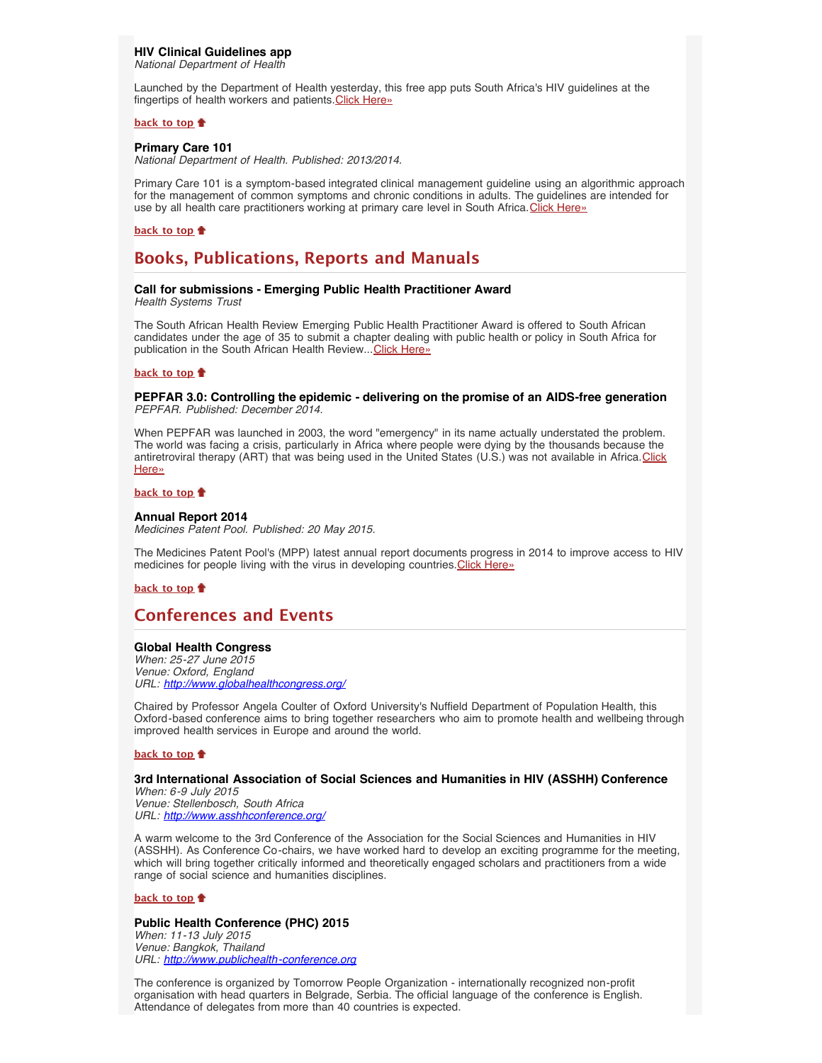**HIV Clinical Guidelines app**
*National Department of Health*

Launched by the Department of Health yesterday, this free app puts South Africa's HIV guidelines at the fingertips of health workers and patients.Click Here»

**back to top**

**Primary Care 101**
*National Department of Health. Published: 2013/2014.*

Primary Care 101 is a symptom-based integrated clinical management guideline using an algorithmic approach for the management of common symptoms and chronic conditions in adults. The guidelines are intended for use by all health care practitioners working at primary care level in South Africa.Click Here»

**back to top**

## Books, Publications, Reports and Manuals

**Call for submissions - Emerging Public Health Practitioner Award**
*Health Systems Trust*

The South African Health Review Emerging Public Health Practitioner Award is offered to South African candidates under the age of 35 to submit a chapter dealing with public health or policy in South Africa for publication in the South African Health Review...Click Here»

**back to top**

**PEPFAR 3.0: Controlling the epidemic - delivering on the promise of an AIDS-free generation**
*PEPFAR. Published: December 2014.*

When PEPFAR was launched in 2003, the word "emergency" in its name actually understated the problem. The world was facing a crisis, particularly in Africa where people were dying by the thousands because the antiretroviral therapy (ART) that was being used in the United States (U.S.) was not available in Africa.Click Here»

**back to top**

**Annual Report 2014**
*Medicines Patent Pool. Published: 20 May 2015.*

The Medicines Patent Pool's (MPP) latest annual report documents progress in 2014 to improve access to HIV medicines for people living with the virus in developing countries.Click Here»

**back to top**

## Conferences and Events

**Global Health Congress**
*When: 25-27 June 2015*
*Venue: Oxford, England*
*URL: http://www.globalhealthcongress.org/*

Chaired by Professor Angela Coulter of Oxford University's Nuffield Department of Population Health, this Oxford-based conference aims to bring together researchers who aim to promote health and wellbeing through improved health services in Europe and around the world.

**back to top**

**3rd International Association of Social Sciences and Humanities in HIV (ASSHH) Conference**
*When: 6-9 July 2015*
*Venue: Stellenbosch, South Africa*
*URL: http://www.asshhconference.org/*

A warm welcome to the 3rd Conference of the Association for the Social Sciences and Humanities in HIV (ASSHH). As Conference Co-chairs, we have worked hard to develop an exciting programme for the meeting, which will bring together critically informed and theoretically engaged scholars and practitioners from a wide range of social science and humanities disciplines.

**back to top**

**Public Health Conference (PHC) 2015**
*When: 11-13 July 2015*
*Venue: Bangkok, Thailand*
*URL: http://www.publichealth-conference.org*

The conference is organized by Tomorrow People Organization - internationally recognized non-profit organisation with head quarters in Belgrade, Serbia. The official language of the conference is English. Attendance of delegates from more than 40 countries is expected.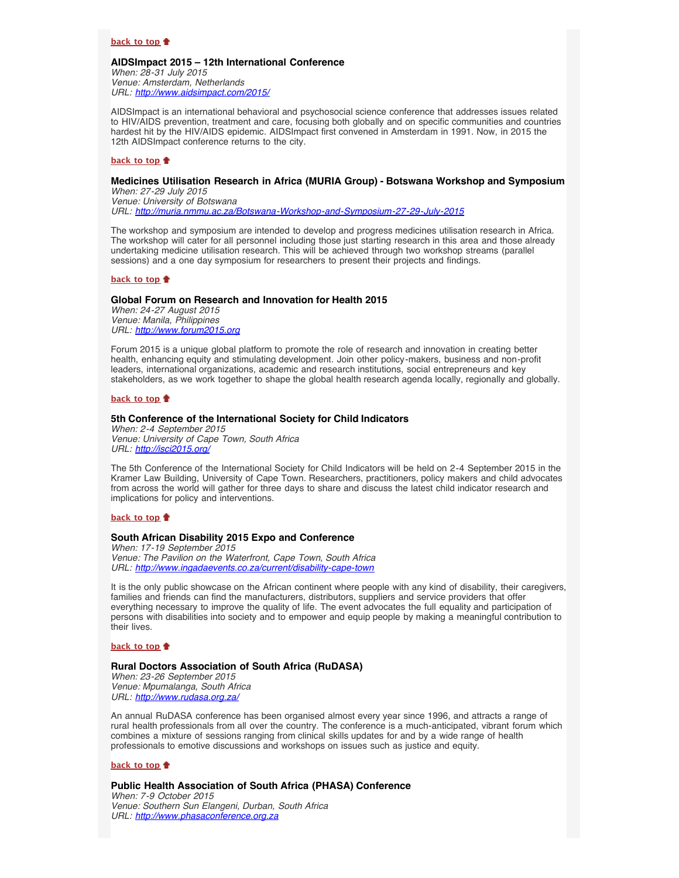[back to top](#)

### AIDSImpact 2015 – 12th International Conference

*When: 28-31 July 2015*
*Venue: Amsterdam, Netherlands*
*URL: [http://www.aidsimpact.com/2015/](http://www.aidsimpact.com/2015/)*

AIDSImpact is an international behavioral and psychosocial science conference that addresses issues related to HIV/AIDS prevention, treatment and care, focusing both globally and on specific communities and countries hardest hit by the HIV/AIDS epidemic. AIDSImpact first convened in Amsterdam in 1991. Now, in 2015 the 12th AIDSImpact conference returns to the city.

[back to top](#)

### Medicines Utilisation Research in Africa (MURIA Group) - Botswana Workshop and Symposium

*When: 27-29 July 2015*
*Venue: University of Botswana*
*URL: [http://muria.nmmu.ac.za/Botswana-Workshop-and-Symposium-27-29-July-2015](http://muria.nmmu.ac.za/Botswana-Workshop-and-Symposium-27-29-July-2015)*

The workshop and symposium are intended to develop and progress medicines utilisation research in Africa. The workshop will cater for all personnel including those just starting research in this area and those already undertaking medicine utilisation research. This will be achieved through two workshop streams (parallel sessions) and a one day symposium for researchers to present their projects and findings.

[back to top](#)

### Global Forum on Research and Innovation for Health 2015

*When: 24-27 August 2015*
*Venue: Manila, Philippines*
*URL: [http://www.forum2015.org](http://www.forum2015.org)*

Forum 2015 is a unique global platform to promote the role of research and innovation in creating better health, enhancing equity and stimulating development. Join other policy-makers, business and non-profit leaders, international organizations, academic and research institutions, social entrepreneurs and key stakeholders, as we work together to shape the global health research agenda locally, regionally and globally.

[back to top](#)

### 5th Conference of the International Society for Child Indicators

*When: 2-4 September 2015*
*Venue: University of Cape Town, South Africa*
*URL: [http://isci2015.org/](http://isci2015.org/)*

The 5th Conference of the International Society for Child Indicators will be held on 2-4 September 2015 in the Kramer Law Building, University of Cape Town. Researchers, practitioners, policy makers and child advocates from across the world will gather for three days to share and discuss the latest child indicator research and implications for policy and interventions.

[back to top](#)

### South African Disability 2015 Expo and Conference

*When: 17-19 September 2015*
*Venue: The Pavilion on the Waterfront, Cape Town, South Africa*
*URL: [http://www.ingadaevents.co.za/current/disability-cape-town](http://www.ingadaevents.co.za/current/disability-cape-town)*

It is the only public showcase on the African continent where people with any kind of disability, their caregivers, families and friends can find the manufacturers, distributors, suppliers and service providers that offer everything necessary to improve the quality of life. The event advocates the full equality and participation of persons with disabilities into society and to empower and equip people by making a meaningful contribution to their lives.

[back to top](#)

### Rural Doctors Association of South Africa (RuDASA)

*When: 23-26 September 2015*
*Venue: Mpumalanga, South Africa*
*URL: [http://www.rudasa.org.za/](http://www.rudasa.org.za/)*

An annual RuDASA conference has been organised almost every year since 1996, and attracts a range of rural health professionals from all over the country. The conference is a much-anticipated, vibrant forum which combines a mixture of sessions ranging from clinical skills updates for and by a wide range of health professionals to emotive discussions and workshops on issues such as justice and equity.

[back to top](#)

### Public Health Association of South Africa (PHASA) Conference

*When: 7-9 October 2015*
*Venue: Southern Sun Elangeni, Durban, South Africa*
*URL: [http://www.phasaconference.org.za](http://www.phasaconference.org.za)*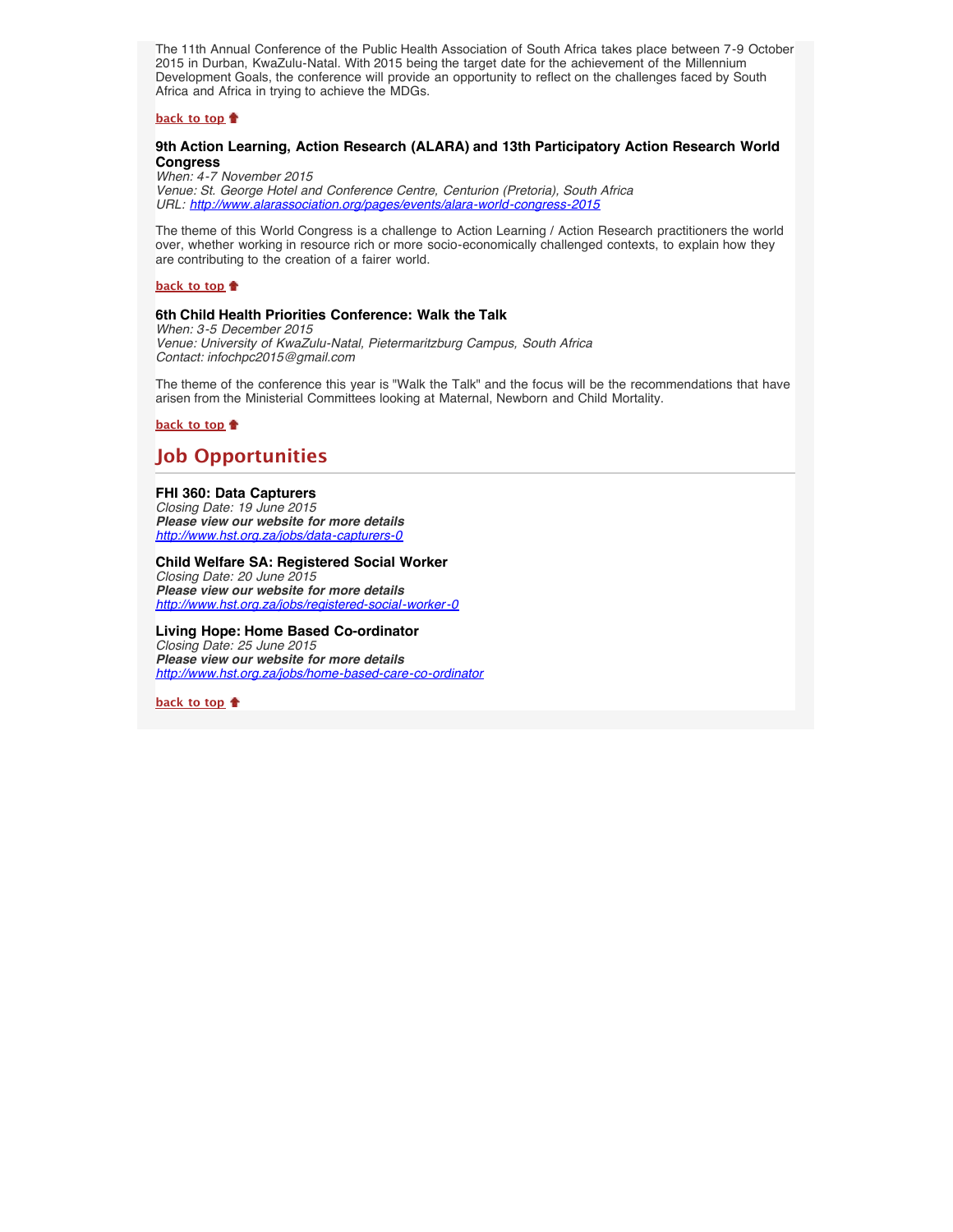The 11th Annual Conference of the Public Health Association of South Africa takes place between 7-9 October 2015 in Durban, KwaZulu-Natal. With 2015 being the target date for the achievement of the Millennium Development Goals, the conference will provide an opportunity to reflect on the challenges faced by South Africa and Africa in trying to achieve the MDGs.

**back to top**

### 9th Action Learning, Action Research (ALARA) and 13th Participatory Action Research World Congress

*When: 4-7 November 2015*
*Venue: St. George Hotel and Conference Centre, Centurion (Pretoria), South Africa*
*URL: http://www.alarassociation.org/pages/events/alara-world-congress-2015*

The theme of this World Congress is a challenge to Action Learning / Action Research practitioners the world over, whether working in resource rich or more socio-economically challenged contexts, to explain how they are contributing to the creation of a fairer world.

**back to top**

### 6th Child Health Priorities Conference: Walk the Talk

*When: 3-5 December 2015*
*Venue: University of KwaZulu-Natal, Pietermaritzburg Campus, South Africa*
*Contact: infochpc2015@gmail.com*

The theme of the conference this year is "Walk the Talk" and the focus will be the recommendations that have arisen from the Ministerial Committees looking at Maternal, Newborn and Child Mortality.

**back to top**

## Job Opportunities

### FHI 360: Data Capturers

*Closing Date: 19 June 2015*
***Please view our website for more details***
*http://www.hst.org.za/jobs/data-capturers-0*

### Child Welfare SA: Registered Social Worker

*Closing Date: 20 June 2015*
***Please view our website for more details***
*http://www.hst.org.za/jobs/registered-social-worker-0*

### Living Hope: Home Based Co-ordinator

*Closing Date: 25 June 2015*
***Please view our website for more details***
*http://www.hst.org.za/jobs/home-based-care-co-ordinator*

**back to top**